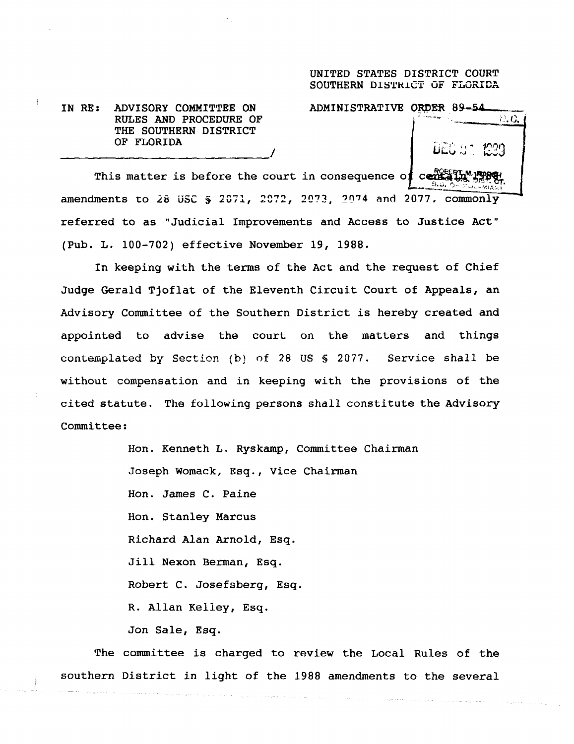UNITED STATES DISTRICT COURT
SOUTHERN DISTRICT OF FLORIDA

IN RE: ADVISORY COMMITTEE ON RULES AND PROCEDURE OF THE SOUTHERN DISTRICT OF FLORIDA

ADMINISTRATIVE ORDER 89-54

This matter is before the court in consequence of certain 1988 amendments to 28 USC § 2071, 2072, 2073, 2074 and 2077, commonly referred to as "Judicial Improvements and Access to Justice Act" (Pub. L. 100-702) effective November 19, 1988.

In keeping with the terms of the Act and the request of Chief Judge Gerald Tjoflat of the Eleventh Circuit Court of Appeals, an Advisory Committee of the Southern District is hereby created and appointed to advise the court on the matters and things contemplated by Section (b) of 28 US § 2077. Service shall be without compensation and in keeping with the provisions of the cited statute. The following persons shall constitute the Advisory Committee:

Hon. Kenneth L. Ryskamp, Committee Chairman
Joseph Womack, Esq., Vice Chairman
Hon. James C. Paine
Hon. Stanley Marcus
Richard Alan Arnold, Esq.
Jill Nexon Berman, Esq.
Robert C. Josefsberg, Esq.
R. Allan Kelley, Esq.
Jon Sale, Esq.

The committee is charged to review the Local Rules of the southern District in light of the 1988 amendments to the several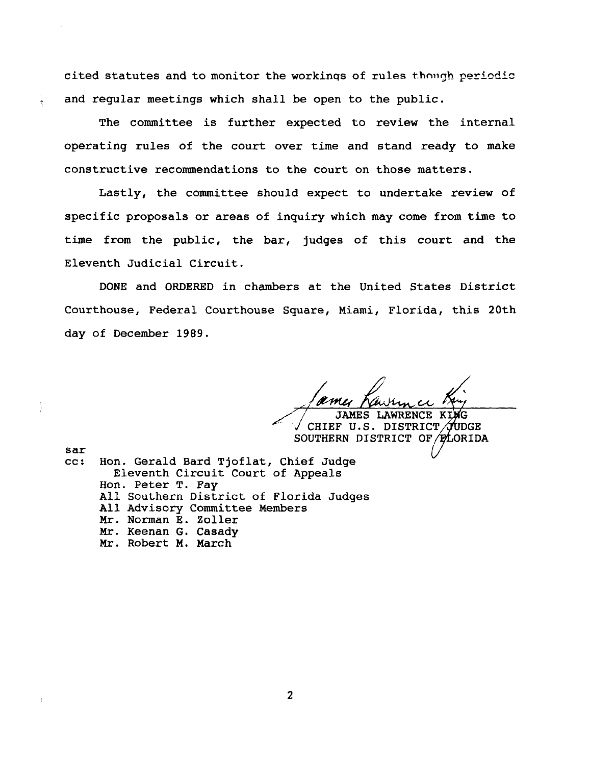cited statutes and to monitor the workings of rules though periodic and regular meetings which shall be open to the public.

The committee is further expected to review the internal operating rules of the court over time and stand ready to make constructive recommendations to the court on those matters.

Lastly, the committee should expect to undertake review of specific proposals or areas of inquiry which may come from time to time from the public, the bar, judges of this court and the Eleventh Judicial Circuit.

DONE and ORDERED in chambers at the United States District Courthouse, Federal Courthouse Square, Miami, Florida, this 20th day of December 1989.

James Lawrence King

JAMES LAWRENCE KING
CHIEF U.S. DISTRICT JUDGE
SOUTHERN DISTRICT OF FLORIDA

sar
cc: Hon. Gerald Bard Tjoflat, Chief Judge
Eleventh Circuit Court of Appeals
Hon. Peter T. Fay
All Southern District of Florida Judges
All Advisory Committee Members
Mr. Norman E. Zoller
Mr. Keenan G. Casady
Mr. Robert M. March